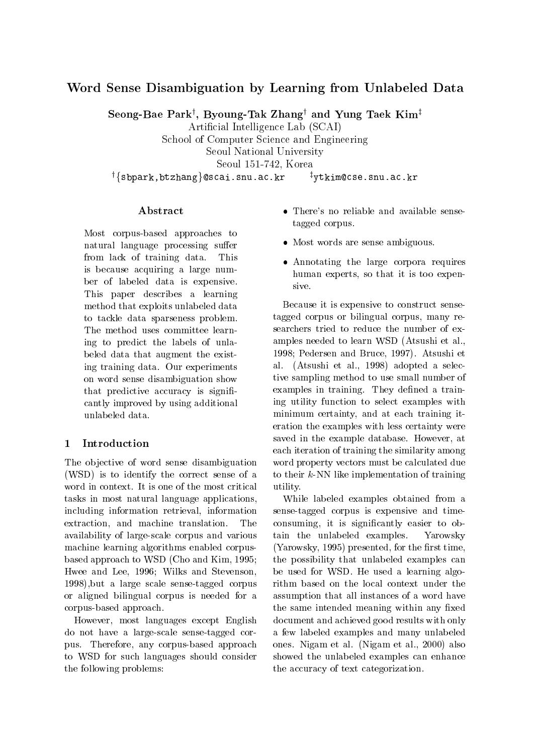# Word Sense Disambiguation by Learning from Unlabeled Data

**Seong-Bae Park[†], Byoung-Tak Zhang[†] and Yung Taek Kim[‡]**

Artificial Intelligence Lab (SCAI)
School of Computer Science and Engineering
Seoul National University
Seoul 151-742, Korea

[†]{sbpark,btzhang}@scai.snu.ac.kr [‡]ytkim@cse.snu.ac.kr

## Abstract

Most corpus-based approaches to natural language processing suffer from lack of training data. This is because acquiring a large number of labeled data is expensive. This paper describes a learning method that exploits unlabeled data to tackle data sparseness problem. The method uses committee learning to predict the labels of unlabeled data that augment the existing training data. Our experiments on word sense disambiguation show that predictive accuracy is significantly improved by using additional unlabeled data.

## 1 Introduction

The objective of word sense disambiguation (WSD) is to identify the correct sense of a word in context. It is one of the most critical tasks in most natural language applications, including information retrieval, information extraction, and machine translation. The availability of large-scale corpus and various machine learning algorithms enabled corpus-based approach to WSD (Cho and Kim, 1995; Hwee and Lee, 1996; Wilks and Stevenson, 1998),but a large scale sense-tagged corpus or aligned bilingual corpus is needed for a corpus-based approach.

However, most languages except English do not have a large-scale sense-tagged corpus. Therefore, any corpus-based approach to WSD for such languages should consider the following problems:

- There's no reliable and available sense-tagged corpus.
- Most words are sense ambiguous.
- Annotating the large corpora requires human experts, so that it is too expensive.

Because it is expensive to construct sense-tagged corpus or bilingual corpus, many researchers tried to reduce the number of examples needed to learn WSD (Atsushi et al., 1998; Pedersen and Bruce, 1997). Atsushi et al. (Atsushi et al., 1998) adopted a selective sampling method to use small number of examples in training. They defined a training utility function to select examples with minimum certainty, and at each training iteration the examples with less certainty were saved in the example database. However, at each iteration of training the similarity among word property vectors must be calculated due to their $k$-NN like implementation of training utility.

While labeled examples obtained from a sense-tagged corpus is expensive and time-consuming, it is significantly easier to obtain the unlabeled examples. Yarowsky (Yarowsky, 1995) presented, for the first time, the possibility that unlabeled examples can be used for WSD. He used a learning algorithm based on the local context under the assumption that all instances of a word have the same intended meaning within any fixed document and achieved good results with only a few labeled examples and many unlabeled ones. Nigam et al. (Nigam et al., 2000) also showed the unlabeled examples can enhance the accuracy of text categorization.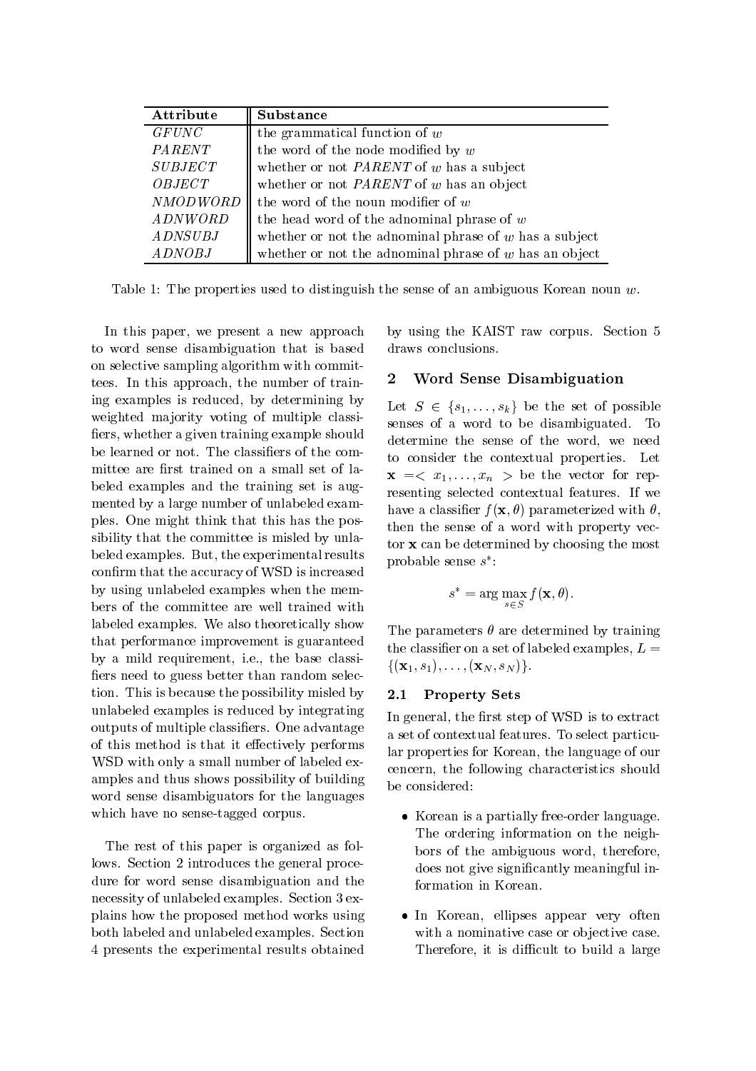| Attribute | Substance |
|---|---|
| *GFUNC* | the grammatical function of $w$ |
| *PARENT* | the word of the node modified by $w$ |
| *SUBJECT* | whether or not *PARENT* of $w$ has a subject |
| *OBJECT* | whether or not *PARENT* of $w$ has an object |
| *NMODWORD* | the word of the noun modifier of $w$ |
| *ADNWORD* | the head word of the adnominal phrase of $w$ |
| *ADNSUBJ* | whether or not the adnominal phrase of $w$ has a subject |
| *ADNOBJ* | whether or not the adnominal phrase of $w$ has an object |

Table 1: The properties used to distinguish the sense of an ambiguous Korean noun $w$.

In this paper, we present a new approach to word sense disambiguation that is based on selective sampling algorithm with committees. In this approach, the number of training examples is reduced, by determining by weighted majority voting of multiple classifiers, whether a given training example should be learned or not. The classifiers of the committee are first trained on a small set of labeled examples and the training set is augmented by a large number of unlabeled examples. One might think that this has the possibility that the committee is misled by unlabeled examples. But, the experimental results confirm that the accuracy of WSD is increased by using unlabeled examples when the members of the committee are well trained with labeled examples. We also theoretically show that performance improvement is guaranteed by a mild requirement, i.e., the base classifiers need to guess better than random selection. This is because the possibility misled by unlabeled examples is reduced by integrating outputs of multiple classifiers. One advantage of this method is that it effectively performs WSD with only a small number of labeled examples and thus shows possibility of building word sense disambiguators for the languages which have no sense-tagged corpus.

The rest of this paper is organized as follows. Section 2 introduces the general procedure for word sense disambiguation and the necessity of unlabeled examples. Section 3 explains how the proposed method works using both labeled and unlabeled examples. Section 4 presents the experimental results obtained by using the KAIST raw corpus. Section 5 draws conclusions.

## 2 Word Sense Disambiguation

Let $S \in \{s_1, \ldots, s_k\}$ be the set of possible senses of a word to be disambiguated. To determine the sense of the word, we need to consider the contextual properties. Let $\mathbf{x} = < x_1, \ldots, x_n >$ be the vector for representing selected contextual features. If we have a classifier $f(\mathbf{x}, \theta)$ parameterized with $\theta$, then the sense of a word with property vector $\mathbf{x}$ can be determined by choosing the most probable sense $s^*$:

$$s^* = \arg\max_{s \in S} f(\mathbf{x}, \theta).$$

The parameters $\theta$ are determined by training the classifier on a set of labeled examples, $L = \{(\mathbf{x}_1, s_1), \ldots, (\mathbf{x}_N, s_N)\}$.

### 2.1 Property Sets

In general, the first step of WSD is to extract a set of contextual features. To select particular properties for Korean, the language of our cencern, the following characteristics should be considered:

- Korean is a partially free-order language. The ordering information on the neighbors of the ambiguous word, therefore, does not give significantly meaningful information in Korean.
- In Korean, ellipses appear very often with a nominative case or objective case. Therefore, it is difficult to build a large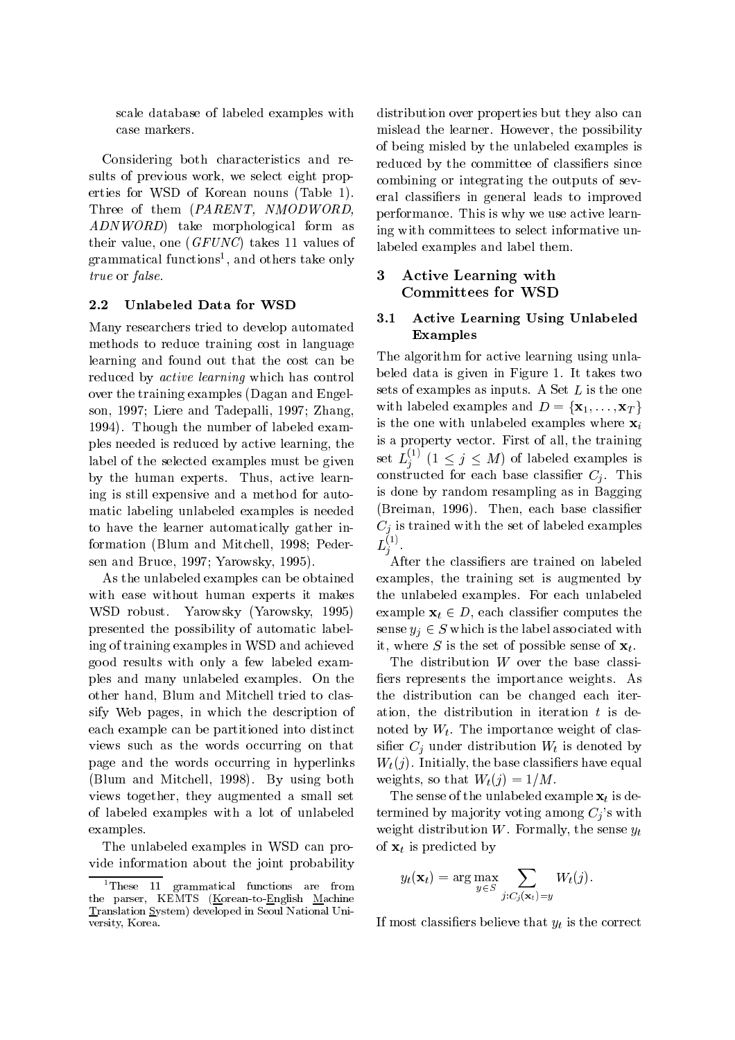scale database of labeled examples with case markers.

Considering both characteristics and results of previous work, we select eight properties for WSD of Korean nouns (Table 1). Three of them (*PARENT, NMODWORD, ADNWORD*) take morphological form as their value, one (*GFUNC*) takes 11 values of grammatical functions[1], and others take only *true* or *false*.

### 2.2 Unlabeled Data for WSD

Many researchers tried to develop automated methods to reduce training cost in language learning and found out that the cost can be reduced by *active learning* which has control over the training examples (Dagan and Engelson, 1997; Liere and Tadepalli, 1997; Zhang, 1994). Though the number of labeled examples needed is reduced by active learning, the label of the selected examples must be given by the human experts. Thus, active learning is still expensive and a method for automatic labeling unlabeled examples is needed to have the learner automatically gather information (Blum and Mitchell, 1998; Pedersen and Bruce, 1997; Yarowsky, 1995).

As the unlabeled examples can be obtained with ease without human experts it makes WSD robust. Yarowsky (Yarowsky, 1995) presented the possibility of automatic labeling of training examples in WSD and achieved good results with only a few labeled examples and many unlabeled examples. On the other hand, Blum and Mitchell tried to classify Web pages, in which the description of each example can be partitioned into distinct views such as the words occurring on that page and the words occurring in hyperlinks (Blum and Mitchell, 1998). By using both views together, they augmented a small set of labeled examples with a lot of unlabeled examples.

The unlabeled examples in WSD can provide information about the joint probability distribution over properties but they also can mislead the learner. However, the possibility of being misled by the unlabeled examples is reduced by the committee of classifiers since combining or integrating the outputs of several classifiers in general leads to improved performance. This is why we use active learning with committees to select informative unlabeled examples and label them.

[1] These 11 grammatical functions are from the parser, KEMTS (Korean-to-English Machine Translation System) developed in Seoul National University, Korea.

## 3 Active Learning with Committees for WSD

### 3.1 Active Learning Using Unlabeled Examples

The algorithm for active learning using unlabeled data is given in Figure 1. It takes two sets of examples as inputs. A Set $L$ is the one with labeled examples and $D = \{\mathbf{x}_1, \ldots, \mathbf{x}_T\}$ is the one with unlabeled examples where $\mathbf{x}_i$ is a property vector. First of all, the training set $L_j^{(1)}$ $(1 \leq j \leq M)$ of labeled examples is constructed for each base classifier $C_j$. This is done by random resampling as in Bagging (Breiman, 1996). Then, each base classifier $C_j$ is trained with the set of labeled examples $L_j^{(1)}$.

After the classifiers are trained on labeled examples, the training set is augmented by the unlabeled examples. For each unlabeled example $\mathbf{x}_t \in D$, each classifier computes the sense $y_j \in S$ which is the label associated with it, where $S$ is the set of possible sense of $\mathbf{x}_t$.

The distribution $W$ over the base classifiers represents the importance weights. As the distribution can be changed each iteration, the distribution in iteration $t$ is denoted by $W_t$. The importance weight of classifier $C_j$ under distribution $W_t$ is denoted by $W_t(j)$. Initially, the base classifiers have equal weights, so that $W_t(j) = 1/M$.

The sense of the unlabeled example $\mathbf{x}_t$ is determined by majority voting among $C_j$'s with weight distribution $W$. Formally, the sense $y_t$ of $\mathbf{x}_t$ is predicted by

$$y_t(\mathbf{x}_t) = \arg\max_{y \in S} \sum_{j : C_j(\mathbf{x}_t) = y} W_t(j).$$

If most classifiers believe that $y_t$ is the correct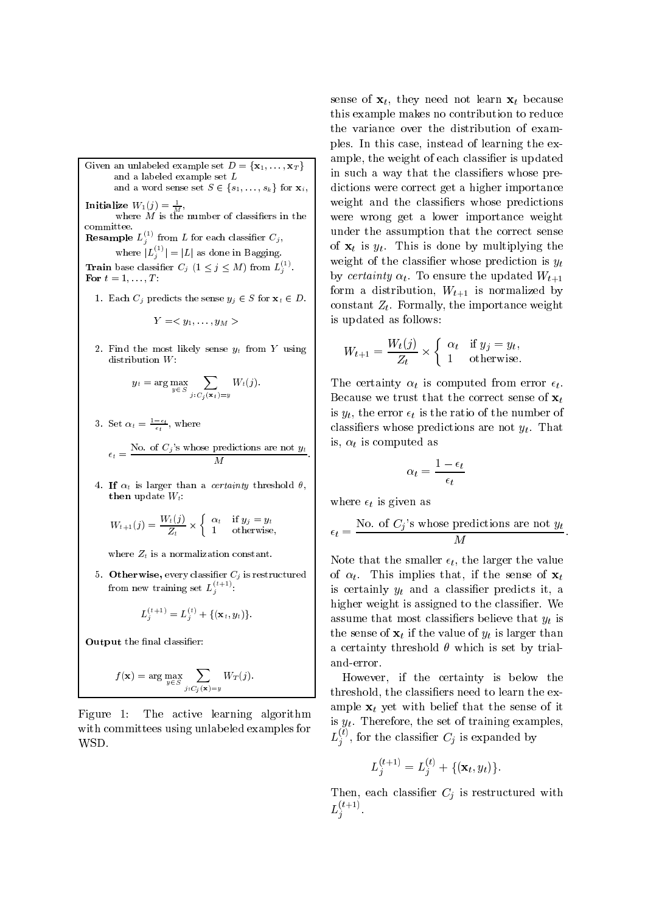Given an unlabeled example set $D = \{\mathbf{x}_1, \ldots, \mathbf{x}_T\}$
and a labeled example set $L$
and a word sense set $S \in \{s_1, \ldots, s_k\}$ for $\mathbf{x}_i$,

**Initialize** $W_1(j) = \frac{1}{M}$,
where $M$ is the number of classifiers in the committee.

**Resample** $L_j^{(1)}$ from $L$ for each classifier $C_j$,
where $|L_j^{(1)}| = |L|$ as done in Bagging.

**Train** base classifier $C_j$ $(1 \leq j \leq M)$ from $L_j^{(1)}$.

**For** $t = 1, \ldots, T$:

1. Each $C_j$ predicts the sense $y_j \in S$ for $\mathbf{x}_t \in D$.
$$Y = < y_1, \ldots, y_M >$$
2. Find the most likely sense $y_t$ from $Y$ using distribution $W$:
$$y_t = \arg\max_{y \in S} \sum_{j: C_j(\mathbf{x}_t) = y} W_t(j).$$
3. Set $\alpha_t = \frac{1 - \epsilon_t}{\epsilon_t}$, where
$$\epsilon_t = \frac{\text{No. of } C_j\text{'s whose predictions are not } y_t}{M}.$$
4. **If** $\alpha_t$ is larger than a *certainty* threshold $\theta$, **then** update $W_t$:
$$W_{t+1}(j) = \frac{W_t(j)}{Z_t} \times \begin{cases} \alpha_t & \text{if } y_j = y_t \\ 1 & \text{otherwise,} \end{cases}$$
where $Z_t$ is a normalization constant.
5. **Otherwise,** every classifier $C_j$ is restructured from new training set $L_j^{(t+1)}$:
$$L_j^{(t+1)} = L_j^{(t)} + \{(\mathbf{x}_t, y_t)\}.$$

**Output** the final classifier:
$$f(\mathbf{x}) = \arg\max_{y \in S} \sum_{j: C_j(\mathbf{x}) = y} W_T(j).$$

Figure 1: The active learning algorithm with committees using unlabeled examples for WSD.

sense of $\mathbf{x}_t$, they need not learn $\mathbf{x}_t$ because this example makes no contribution to reduce the variance over the distribution of examples. In this case, instead of learning the example, the weight of each classifier is updated in such a way that the classifiers whose predictions were correct get a higher importance weight and the classifiers whose predictions were wrong get a lower importance weight under the assumption that the correct sense of $\mathbf{x}_t$ is $y_t$. This is done by multiplying the weight of the classifier whose prediction is $y_t$ by *certainty* $\alpha_t$. To ensure the updated $W_{t+1}$ form a distribution, $W_{t+1}$ is normalized by constant $Z_t$. Formally, the importance weight is updated as follows:

$$W_{t+1} = \frac{W_t(j)}{Z_t} \times \begin{cases} \alpha_t & \text{if } y_j = y_t, \\ 1 & \text{otherwise.} \end{cases}$$

The certainty $\alpha_t$ is computed from error $\epsilon_t$. Because we trust that the correct sense of $\mathbf{x}_t$ is $y_t$, the error $\epsilon_t$ is the ratio of the number of classifiers whose predictions are not $y_t$. That is, $\alpha_t$ is computed as

$$\alpha_t = \frac{1 - \epsilon_t}{\epsilon_t}$$

where $\epsilon_t$ is given as

$$\epsilon_t = \frac{\text{No. of } C_j\text{'s whose predictions are not } y_t}{M}.$$

Note that the smaller $\epsilon_t$, the larger the value of $\alpha_t$. This implies that, if the sense of $\mathbf{x}_t$ is certainly $y_t$ and a classifier predicts it, a higher weight is assigned to the classifier. We assume that most classifiers believe that $y_t$ is the sense of $\mathbf{x}_t$ if the value of $y_t$ is larger than a certainty threshold $\theta$ which is set by trial-and-error.

However, if the certainty is below the threshold, the classifiers need to learn the example $\mathbf{x}_t$ yet with belief that the sense of it is $y_t$. Therefore, the set of training examples, $L_j^{(t)}$, for the classifier $C_j$ is expanded by

$$L_j^{(t+1)} = L_j^{(t)} + \{(\mathbf{x}_t, y_t)\}.$$

Then, each classifier $C_j$ is restructured with $L_j^{(t+1)}$.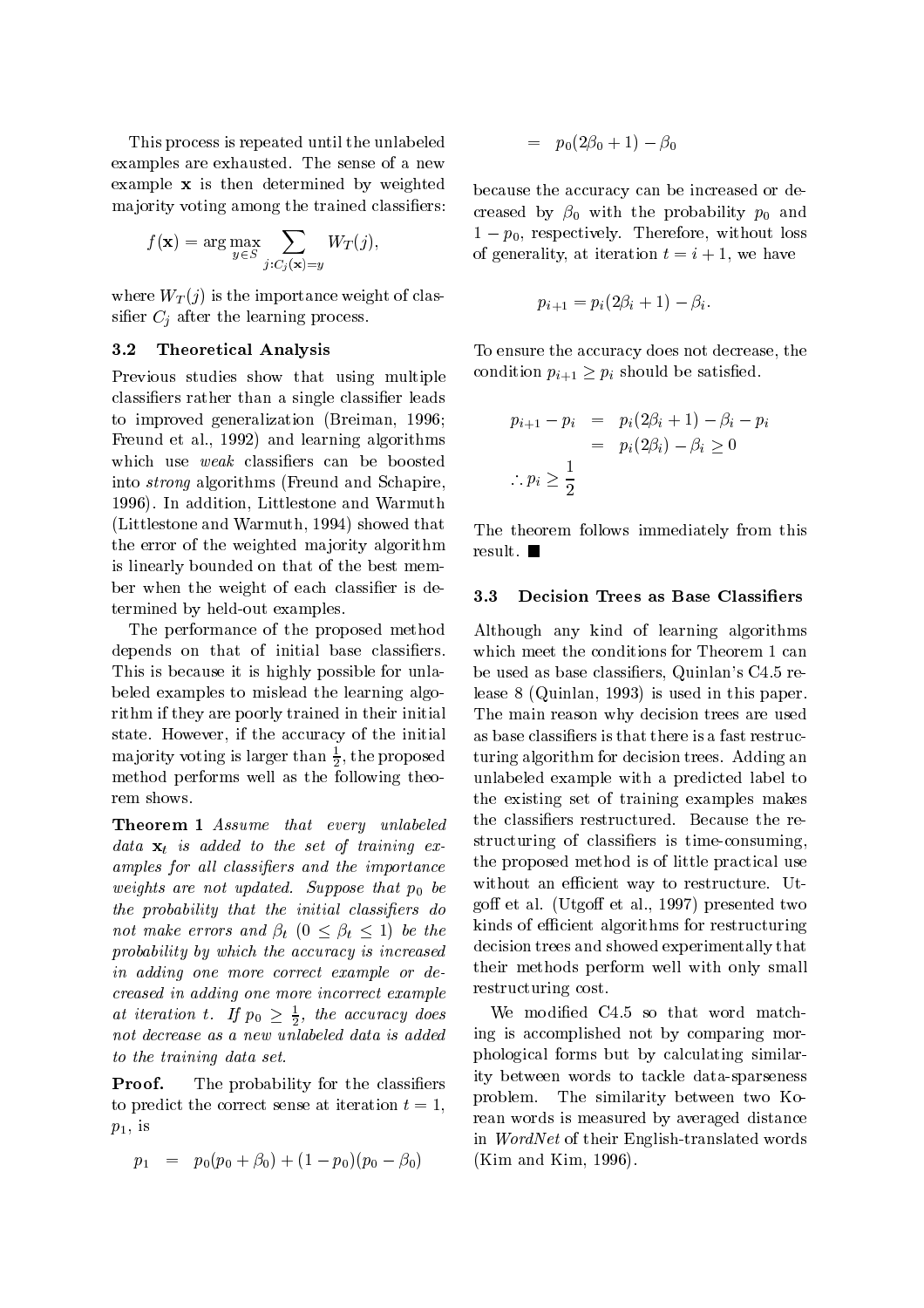This process is repeated until the unlabeled examples are exhausted. The sense of a new example $\mathbf{x}$ is then determined by weighted majority voting among the trained classifiers:

$$f(\mathbf{x}) = \arg\max_{y \in S} \sum_{j: C_j(\mathbf{x}) = y} W_T(j),$$

where $W_T(j)$ is the importance weight of classifier $C_j$ after the learning process.

### 3.2 Theoretical Analysis

Previous studies show that using multiple classifiers rather than a single classifier leads to improved generalization (Breiman, 1996; Freund et al., 1992) and learning algorithms which use *weak* classifiers can be boosted into *strong* algorithms (Freund and Schapire, 1996). In addition, Littlestone and Warmuth (Littlestone and Warmuth, 1994) showed that the error of the weighted majority algorithm is linearly bounded on that of the best member when the weight of each classifier is determined by held-out examples.

The performance of the proposed method depends on that of initial base classifiers. This is because it is highly possible for unlabeled examples to mislead the learning algorithm if they are poorly trained in their initial state. However, if the accuracy of the initial majority voting is larger than $\frac{1}{2}$, the proposed method performs well as the following theorem shows.

**Theorem 1** *Assume that every unlabeled data $\mathbf{x}_t$ is added to the set of training examples for all classifiers and the importance weights are not updated. Suppose that $p_0$ be the probability that the initial classifiers do not make errors and $\beta_t$ $(0 \leq \beta_t \leq 1)$ be the probability by which the accuracy is increased in adding one more correct example or decreased in adding one more incorrect example at iteration $t$. If $p_0 \geq \frac{1}{2}$, the accuracy does not decrease as a new unlabeled data is added to the training data set.*

**Proof.** The probability for the classifiers to predict the correct sense at iteration $t = 1$, $p_1$, is

$$\begin{aligned} p_1 &= p_0(p_0 + \beta_0) + (1 - p_0)(p_0 - \beta_0) \\ &= p_0(2\beta_0 + 1) - \beta_0 \end{aligned}$$

because the accuracy can be increased or decreased by $\beta_0$ with the probability $p_0$ and $1 - p_0$, respectively. Therefore, without loss of generality, at iteration $t = i + 1$, we have

$$p_{i+1} = p_i(2\beta_i + 1) - \beta_i.$$

To ensure the accuracy does not decrease, the condition $p_{i+1} \geq p_i$ should be satisfied.

$$\begin{aligned} p_{i+1} - p_i &= p_i(2\beta_i + 1) - \beta_i - p_i \\ &= p_i(2\beta_i) - \beta_i \geq 0 \\ \therefore p_i \geq \frac{1}{2} & \end{aligned}$$

The theorem follows immediately from this result. ■

### 3.3 Decision Trees as Base Classifiers

Although any kind of learning algorithms which meet the conditions for Theorem 1 can be used as base classifiers, Quinlan's C4.5 release 8 (Quinlan, 1993) is used in this paper. The main reason why decision trees are used as base classifiers is that there is a fast restructuring algorithm for decision trees. Adding an unlabeled example with a predicted label to the existing set of training examples makes the classifiers restructured. Because the restructuring of classifiers is time-consuming, the proposed method is of little practical use without an efficient way to restructure. Utgoff et al. (Utgoff et al., 1997) presented two kinds of efficient algorithms for restructuring decision trees and showed experimentally that their methods perform well with only small restructuring cost.

We modified C4.5 so that word matching is accomplished not by comparing morphological forms but by calculating similarity between words to tackle data-sparseness problem. The similarity between two Korean words is measured by averaged distance in *WordNet* of their English-translated words (Kim and Kim, 1996).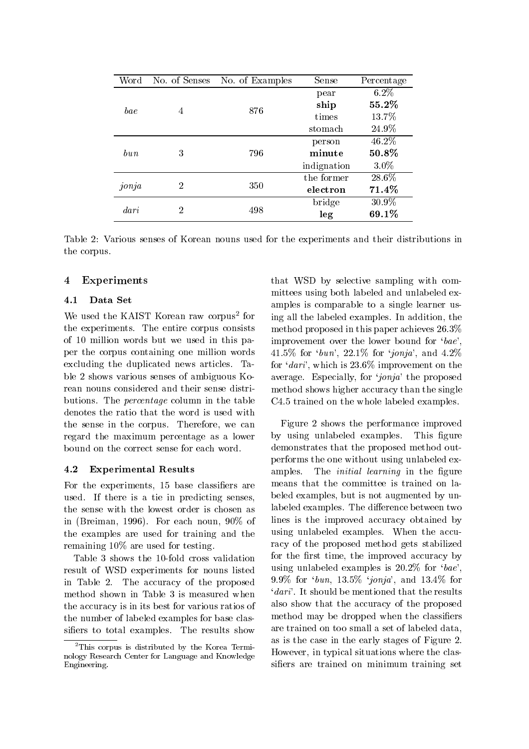| Word | No. of Senses | No. of Examples | Sense | Percentage |
|---|---|---|---|---|
| *bae* | 4 | 876 | pear | 6.2% |
| | | | **ship** | **55.2%** |
| | | | times | 13.7% |
| | | | stomach | 24.9% |
| *bun* | 3 | 796 | person | 46.2% |
| | | | **minute** | **50.8%** |
| | | | indignation | 3.0% |
| *jonja* | 2 | 350 | the former | 28.6% |
| | | | **electron** | **71.4%** |
| *dari* | 2 | 498 | bridge | 30.9% |
| | | | **leg** | **69.1%** |

Table 2: Various senses of Korean nouns used for the experiments and their distributions in the corpus.

## 4 Experiments

### 4.1 Data Set

We used the KAIST Korean raw corpus[2] for the experiments. The entire corpus consists of 10 million words but we used in this paper the corpus containing one million words excluding the duplicated news articles. Table 2 shows various senses of ambiguous Korean nouns considered and their sense distributions. The *percentage* column in the table denotes the ratio that the word is used with the sense in the corpus. Therefore, we can regard the maximum percentage as a lower bound on the correct sense for each word.

### 4.2 Experimental Results

For the experiments, 15 base classifiers are used. If there is a tie in predicting senses, the sense with the lowest order is chosen as in (Breiman, 1996). For each noun, 90% of the examples are used for training and the remaining 10% are used for testing.

Table 3 shows the 10-fold cross validation result of WSD experiments for nouns listed in Table 2. The accuracy of the proposed method shown in Table 3 is measured when the accuracy is in its best for various ratios of the number of labeled examples for base classifiers to total examples. The results show that WSD by selective sampling with committees using both labeled and unlabeled examples is comparable to a single learner using all the labeled examples. In addition, the method proposed in this paper achieves 26.3% improvement over the lower bound for '*bae*', 41.5% for '*bun*', 22.1% for '*jonja*', and 4.2% for '*dari*', which is 23.6% improvement on the average. Especially, for '*jonja*' the proposed method shows higher accuracy than the single C4.5 trained on the whole labeled examples.

Figure 2 shows the performance improved by using unlabeled examples. This figure demonstrates that the proposed method outperforms the one without using unlabeled examples. The *initial learning* in the figure means that the committee is trained on labeled examples, but is not augmented by unlabeled examples. The difference between two lines is the improved accuracy obtained by using unlabeled examples. When the accuracy of the proposed method gets stabilized for the first time, the improved accuracy by using unlabeled examples is 20.2% for '*bae*', 9.9% for '*bun*, 13.5% '*jonja*', and 13.4% for '*dari*'. It should be mentioned that the results also show that the accuracy of the proposed method may be dropped when the classifiers are trained on too small a set of labeled data, as is the case in the early stages of Figure 2. However, in typical situations where the classifiers are trained on minimum training set

[2] This corpus is distributed by the Korea Terminology Research Center for Language and Knowledge Engineering.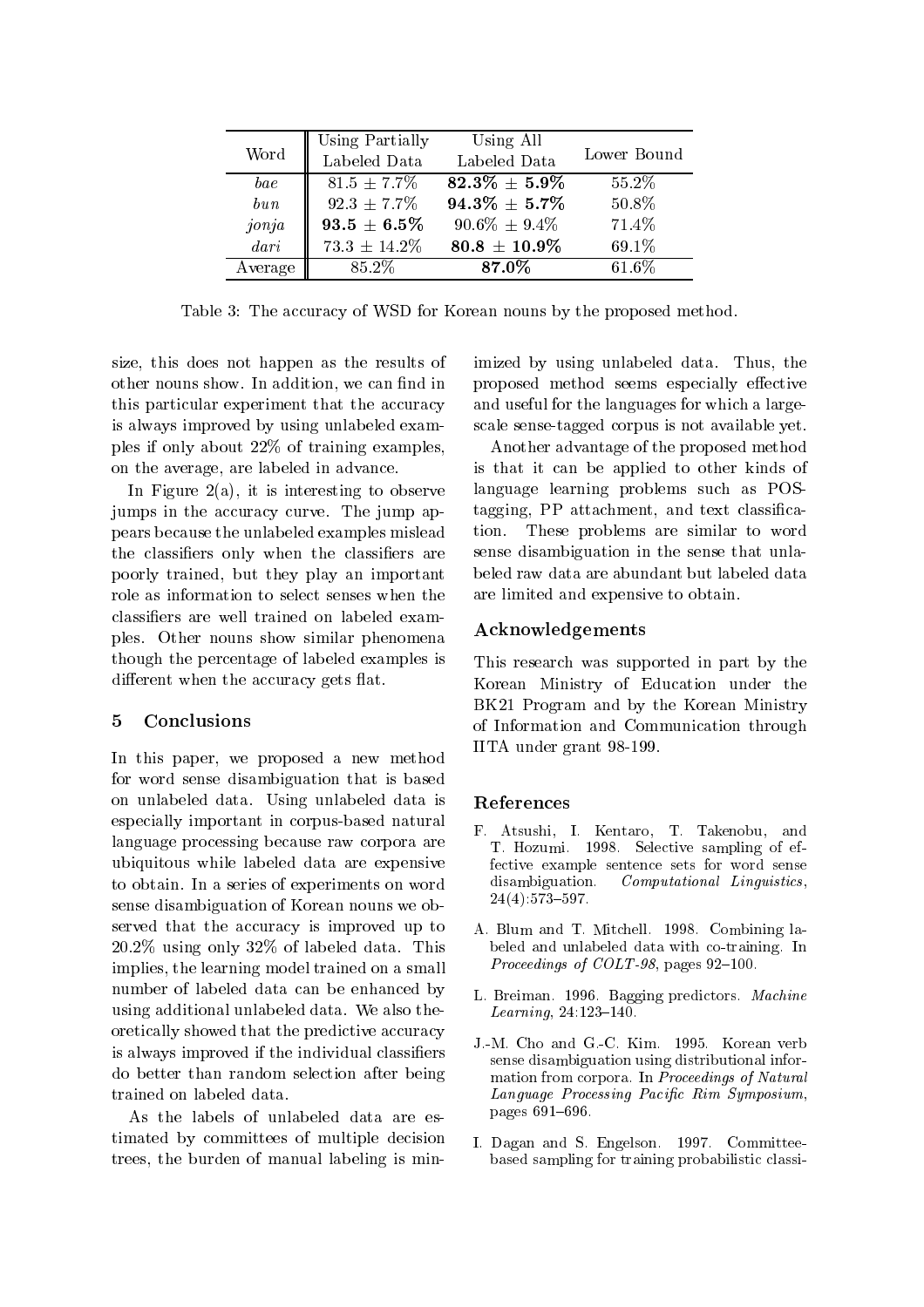| Word | Using Partially Labeled Data | Using All Labeled Data | Lower Bound |
|---|---|---|---|
| *bae* | 81.5 ± 7.7% | **82.3% ± 5.9%** | 55.2% |
| *bun* | 92.3 ± 7.7% | **94.3% ± 5.7%** | 50.8% |
| *jonja* | **93.5 ± 6.5%** | 90.6% ± 9.4% | 71.4% |
| *dari* | 73.3 ± 14.2% | **80.8 ± 10.9%** | 69.1% |
| Average | 85.2% | **87.0%** | 61.6% |

Table 3: The accuracy of WSD for Korean nouns by the proposed method.

size, this does not happen as the results of other nouns show. In addition, we can find in this particular experiment that the accuracy is always improved by using unlabeled examples if only about 22% of training examples, on the average, are labeled in advance.

In Figure 2(a), it is interesting to observe jumps in the accuracy curve. The jump appears because the unlabeled examples mislead the classifiers only when the classifiers are poorly trained, but they play an important role as information to select senses when the classifiers are well trained on labeled examples. Other nouns show similar phenomena though the percentage of labeled examples is different when the accuracy gets flat.

## 5 Conclusions

In this paper, we proposed a new method for word sense disambiguation that is based on unlabeled data. Using unlabeled data is especially important in corpus-based natural language processing because raw corpora are ubiquitous while labeled data are expensive to obtain. In a series of experiments on word sense disambiguation of Korean nouns we observed that the accuracy is improved up to 20.2% using only 32% of labeled data. This implies, the learning model trained on a small number of labeled data can be enhanced by using additional unlabeled data. We also theoretically showed that the predictive accuracy is always improved if the individual classifiers do better than random selection after being trained on labeled data.

As the labels of unlabeled data are estimated by committees of multiple decision trees, the burden of manual labeling is minimized by using unlabeled data. Thus, the proposed method seems especially effective and useful for the languages for which a large-scale sense-tagged corpus is not available yet.

Another advantage of the proposed method is that it can be applied to other kinds of language learning problems such as POS-tagging, PP attachment, and text classification. These problems are similar to word sense disambiguation in the sense that unlabeled raw data are abundant but labeled data are limited and expensive to obtain.

## Acknowledgements

This research was supported in part by the Korean Ministry of Education under the BK21 Program and by the Korean Ministry of Information and Communication through IITA under grant 98-199.

## References

F. Atsushi, I. Kentaro, T. Takenobu, and T. Hozumi. 1998. Selective sampling of effective example sentence sets for word sense disambiguation. *Computational Linguistics*, 24(4):573–597.

A. Blum and T. Mitchell. 1998. Combining labeled and unlabeled data with co-training. In *Proceedings of COLT-98*, pages 92–100.

L. Breiman. 1996. Bagging predictors. *Machine Learning*, 24:123–140.

J.-M. Cho and G.-C. Kim. 1995. Korean verb sense disambiguation using distributional information from corpora. In *Proceedings of Natural Language Processing Pacific Rim Symposium*, pages 691–696.

I. Dagan and S. Engelson. 1997. Committee-based sampling for training probabilistic classi-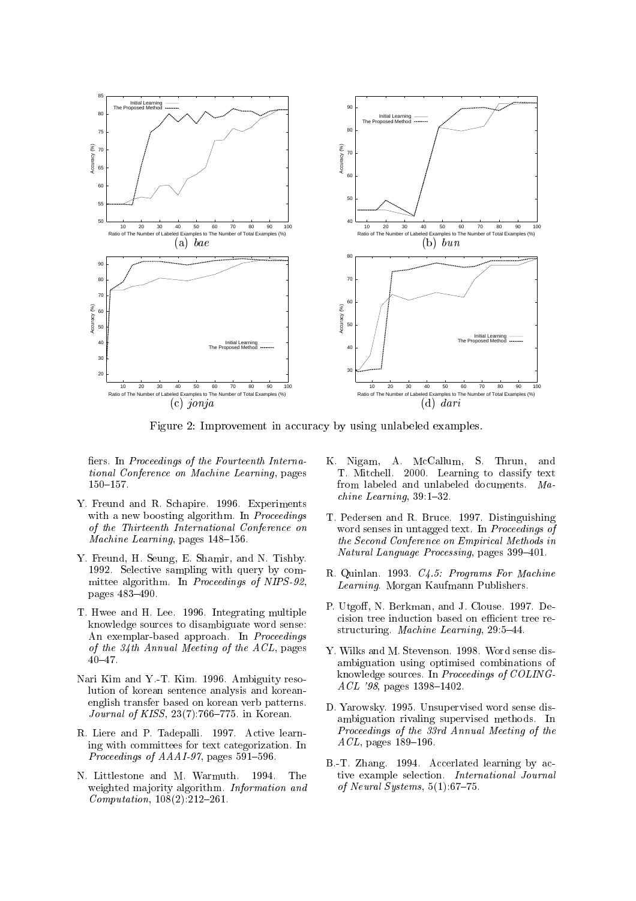85
80
75
70
65
60
55
50
Accuracy (%)
Initial Learning
The Proposed Method
10 20 30 40 50 60 70 80 90 100
Ratio of The Number of Labeled Examples to The Number of Total Examples (%)
(a) *bae*

90
80
70
60
50
40
Accuracy (%)
Initial Learning
The Proposed Method
10 20 30 40 50 60 70 80 90 100
Ratio of The Number of Labeled Examples to The Number of Total Examples (%)
(b) *bun*

90
80
70
60
50
40
30
20
Accuracy (%)
Initial Learning
The Proposed Method
10 20 30 40 50 60 70 80 90 100
Ratio of The Number of Labeled Examples to The Number of Total Examples (%)
(c) *jonja*

80
70
60
50
40
30
Accuracy (%)
Initial Learning
The Proposed Method
10 20 30 40 50 60 70 80 90 100
Ratio of The Number of Labeled Examples to The Number of Total Examples (%)
(d) *dari*

Figure 2: Improvement in accuracy by using unlabeled examples.

fiers. In *Proceedings of the Fourteenth International Conference on Machine Learning*, pages 150–157.

Y. Freund and R. Schapire. 1996. Experiments with a new boosting algorithm. In *Proceedings of the Thirteenth International Conference on Machine Learning*, pages 148–156.

Y. Freund, H. Seung, E. Shamir, and N. Tishby. 1992. Selective sampling with query by committee algorithm. In *Proceedings of NIPS-92*, pages 483–490.

T. Hwee and H. Lee. 1996. Integrating multiple knowledge sources to disambiguate word sense: An exemplar-based approach. In *Proceedings of the 34th Annual Meeting of the ACL*, pages 40–47.

Nari Kim and Y.-T. Kim. 1996. Ambiguity resolution of korean sentence analysis and korean-english transfer based on korean verb patterns. *Journal of KISS*, 23(7):766–775. in Korean.

R. Liere and P. Tadepalli. 1997. Active learning with committees for text categorization. In *Proceedings of AAAI-97*, pages 591–596.

N. Littlestone and M. Warmuth. 1994. The weighted majority algorithm. *Information and Computation*, 108(2):212–261.

K. Nigam, A. McCallum, S. Thrun, and T. Mitchell. 2000. Learning to classify text from labeled and unlabeled documents. *Machine Learning*, 39:1–32.

T. Pedersen and R. Bruce. 1997. Distinguishing word senses in untagged text. In *Proceedings of the Second Conference on Empirical Methods in Natural Language Processing*, pages 399–401.

R. Quinlan. 1993. *C4.5: Programs For Machine Learning*. Morgan Kaufmann Publishers.

P. Utgoff, N. Berkman, and J. Clouse. 1997. Decision tree induction based on efficient tree restructuring. *Machine Learning*, 29:5–44.

Y. Wilks and M. Stevenson. 1998. Word sense disambiguation using optimised combinations of knowledge sources. In *Proceedings of COLING-ACL '98*, pages 1398–1402.

D. Yarowsky. 1995. Unsupervised word sense disambiguation rivaling supervised methods. In *Proceedings of the 33rd Annual Meeting of the ACL*, pages 189–196.

B.-T. Zhang. 1994. Accerlated learning by active example selection. *International Journal of Neural Systems*, 5(1):67–75.